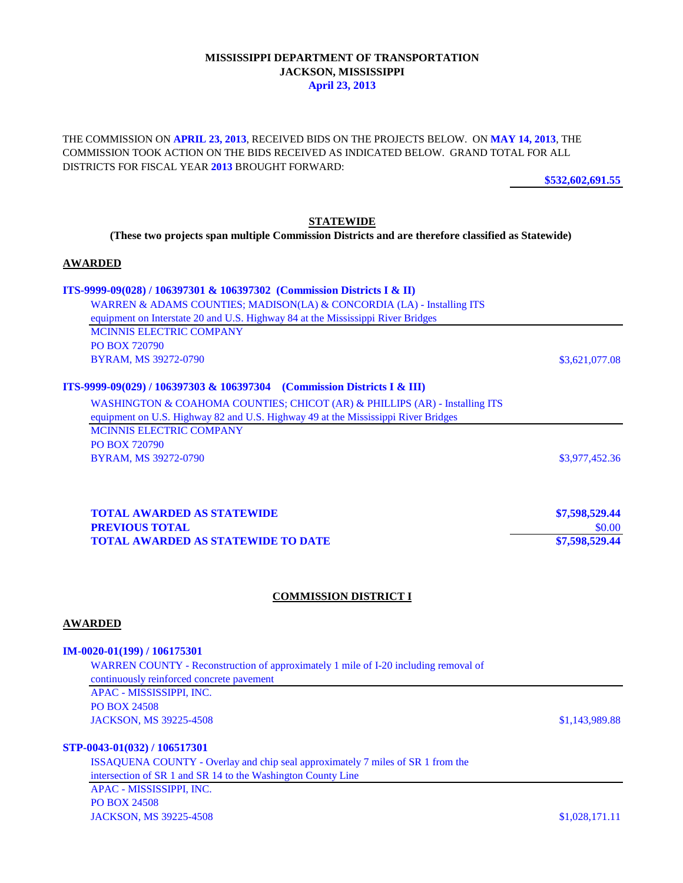**MISSISSIPPI DEPARTMENT OF TRANSPORTATION**
**JACKSON, MISSISSIPPI**
**April 23, 2013**

THE COMMISSION ON **APRIL 23, 2013**, RECEIVED BIDS ON THE PROJECTS BELOW. ON **MAY 14, 2013**, THE COMMISSION TOOK ACTION ON THE BIDS RECEIVED AS INDICATED BELOW. GRAND TOTAL FOR ALL DISTRICTS FOR FISCAL YEAR **2013** BROUGHT FORWARD:

**$532,602,691.55**

## STATEWIDE

**(These two projects span multiple Commission Districts and are therefore classified as Statewide)**

### AWARDED

**ITS-9999-09(028) / 106397301 & 106397302 (Commission Districts I & II)**

WARREN & ADAMS COUNTIES; MADISON(LA) & CONCORDIA (LA) - Installing ITS equipment on Interstate 20 and U.S. Highway 84 at the Mississippi River Bridges

MCINNIS ELECTRIC COMPANY
PO BOX 720790
BYRAM, MS 39272-0790 — $3,621,077.08

**ITS-9999-09(029) / 106397303 & 106397304 (Commission Districts I & III)**

WASHINGTON & COAHOMA COUNTIES; CHICOT (AR) & PHILLIPS (AR) - Installing ITS equipment on U.S. Highway 82 and U.S. Highway 49 at the Mississippi River Bridges

MCINNIS ELECTRIC COMPANY
PO BOX 720790
BYRAM, MS 39272-0790 — $3,977,452.36

| | |
|---|---|
| **TOTAL AWARDED AS STATEWIDE** | **$7,598,529.44** |
| **PREVIOUS TOTAL** | $0.00 |
| **TOTAL AWARDED AS STATEWIDE TO DATE** | **$7,598,529.44** |

## COMMISSION DISTRICT I

### AWARDED

**IM-0020-01(199) / 106175301**

WARREN COUNTY - Reconstruction of approximately 1 mile of I-20 including removal of continuously reinforced concrete pavement

APAC - MISSISSIPPI, INC.
PO BOX 24508
JACKSON, MS 39225-4508 — $1,143,989.88

**STP-0043-01(032) / 106517301**

ISSAQUENA COUNTY - Overlay and chip seal approximately 7 miles of SR 1 from the intersection of SR 1 and SR 14 to the Washington County Line

APAC - MISSISSIPPI, INC.
PO BOX 24508
JACKSON, MS 39225-4508 — $1,028,171.11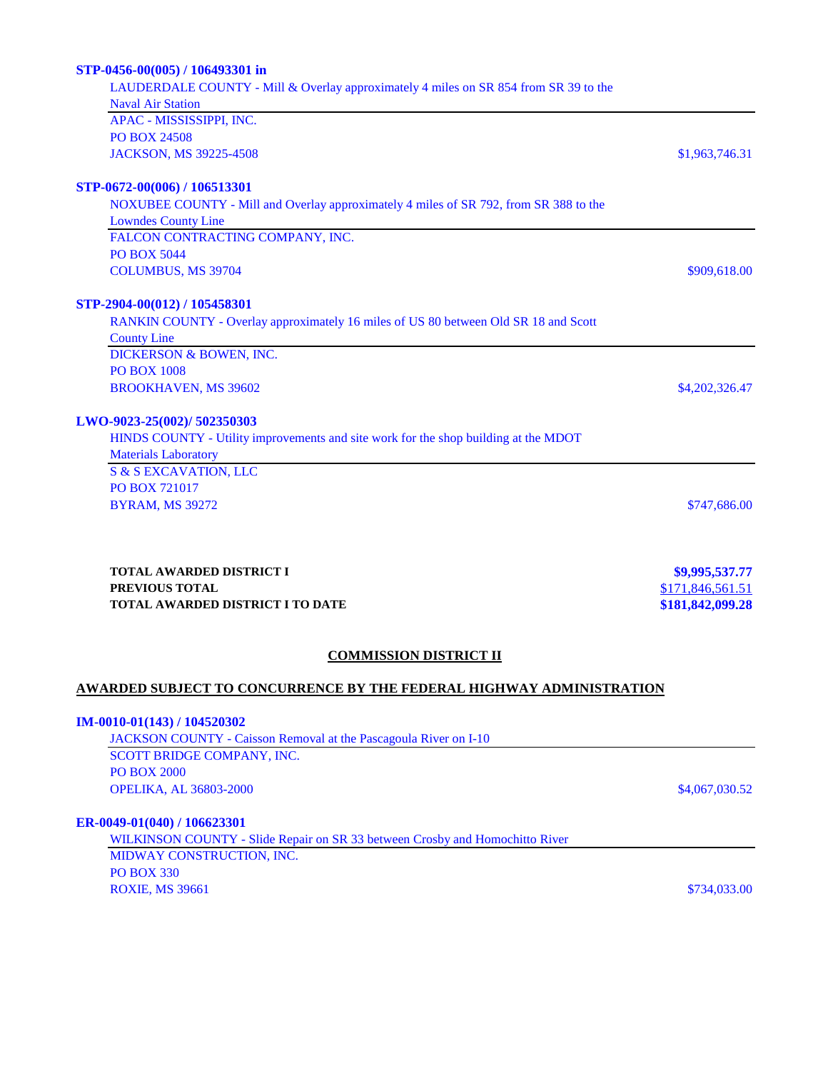**STP-0456-00(005) / 106493301 in**

LAUDERDALE COUNTY - Mill & Overlay approximately 4 miles on SR 854 from SR 39 to the Naval Air Station

APAC - MISSISSIPPI, INC.
PO BOX 24508
JACKSON, MS 39225-4508 — $1,963,746.31

**STP-0672-00(006) / 106513301**

NOXUBEE COUNTY - Mill and Overlay approximately 4 miles of SR 792, from SR 388 to the Lowndes County Line

FALCON CONTRACTING COMPANY, INC.
PO BOX 5044
COLUMBUS, MS 39704 — $909,618.00

**STP-2904-00(012) / 105458301**

RANKIN COUNTY - Overlay approximately 16 miles of US 80 between Old SR 18 and Scott County Line

DICKERSON & BOWEN, INC.
PO BOX 1008
BROOKHAVEN, MS 39602 — $4,202,326.47

**LWO-9023-25(002)/ 502350303**

HINDS COUNTY - Utility improvements and site work for the shop building at the MDOT Materials Laboratory

S & S EXCAVATION, LLC
PO BOX 721017
BYRAM, MS 39272 — $747,686.00

| | |
|---|---|
| **TOTAL AWARDED DISTRICT I** | **$9,995,537.77** |
| **PREVIOUS TOTAL** | $171,846,561.51 |
| **TOTAL AWARDED DISTRICT I TO DATE** | **$181,842,099.28** |

## COMMISSION DISTRICT II

### AWARDED SUBJECT TO CONCURRENCE BY THE FEDERAL HIGHWAY ADMINISTRATION

**IM-0010-01(143) / 104520302**

JACKSON COUNTY - Caisson Removal at the Pascagoula River on I-10

SCOTT BRIDGE COMPANY, INC.
PO BOX 2000
OPELIKA, AL 36803-2000 — $4,067,030.52

**ER-0049-01(040) / 106623301**

WILKINSON COUNTY - Slide Repair on SR 33 between Crosby and Homochitto River

MIDWAY CONSTRUCTION, INC.
PO BOX 330
ROXIE, MS 39661 — $734,033.00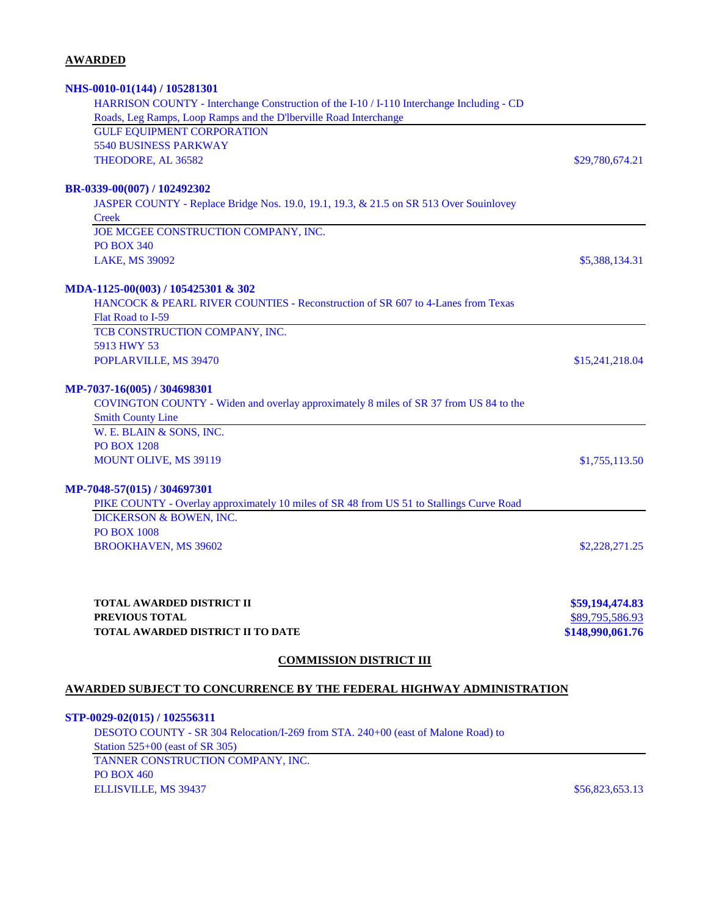**AWARDED**

**NHS-0010-01(144) / 105281301**

HARRISON COUNTY - Interchange Construction of the I-10 / I-110 Interchange Including - CD Roads, Leg Ramps, Loop Ramps and the D'lberville Road Interchange

GULF EQUIPMENT CORPORATION
5540 BUSINESS PARKWAY
THEODORE, AL 36582 — $29,780,674.21

**BR-0339-00(007) / 102492302**

JASPER COUNTY - Replace Bridge Nos. 19.0, 19.1, 19.3, & 21.5 on SR 513 Over Souinlovey Creek

JOE MCGEE CONSTRUCTION COMPANY, INC.
PO BOX 340
LAKE, MS 39092 — $5,388,134.31

**MDA-1125-00(003) / 105425301 & 302**

HANCOCK & PEARL RIVER COUNTIES - Reconstruction of SR 607 to 4-Lanes from Texas Flat Road to I-59

TCB CONSTRUCTION COMPANY, INC.
5913 HWY 53
POPLARVILLE, MS 39470 — $15,241,218.04

**MP-7037-16(005) / 304698301**

COVINGTON COUNTY - Widen and overlay approximately 8 miles of SR 37 from US 84 to the Smith County Line

W. E. BLAIN & SONS, INC.
PO BOX 1208
MOUNT OLIVE, MS 39119 — $1,755,113.50

**MP-7048-57(015) / 304697301**

PIKE COUNTY - Overlay approximately 10 miles of SR 48 from US 51 to Stallings Curve Road

DICKERSON & BOWEN, INC.
PO BOX 1008
BROOKHAVEN, MS 39602 — $2,228,271.25

| | |
|---|---|
| **TOTAL AWARDED DISTRICT II** | **$59,194,474.83** |
| **PREVIOUS TOTAL** | $89,795,586.93 |
| **TOTAL AWARDED DISTRICT II TO DATE** | **$148,990,061.76** |

## COMMISSION DISTRICT III

**AWARDED SUBJECT TO CONCURRENCE BY THE FEDERAL HIGHWAY ADMINISTRATION**

**STP-0029-02(015) / 102556311**

DESOTO COUNTY - SR 304 Relocation/I-269 from STA. 240+00 (east of Malone Road) to Station 525+00 (east of SR 305)

TANNER CONSTRUCTION COMPANY, INC.
PO BOX 460
ELLISVILLE, MS 39437 — $56,823,653.13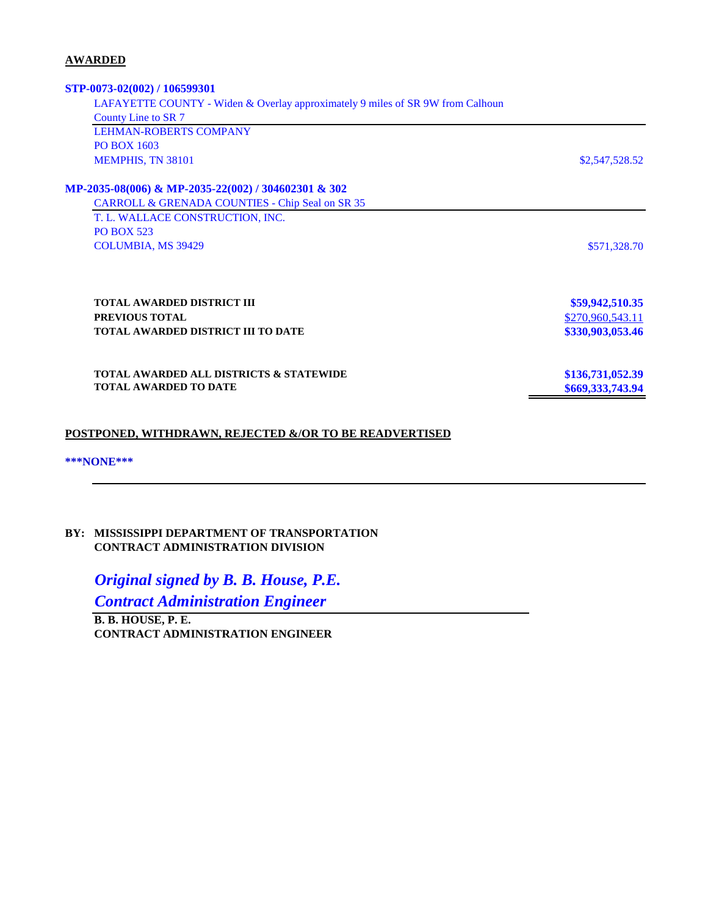**AWARDED**

**STP-0073-02(002) / 106599301**

LAFAYETTE COUNTY - Widen & Overlay approximately 9 miles of SR 9W from Calhoun County Line to SR 7

LEHMAN-ROBERTS COMPANY
PO BOX 1603
MEMPHIS, TN 38101 — $2,547,528.52

**MP-2035-08(006) & MP-2035-22(002) / 304602301 & 302**

CARROLL & GRENADA COUNTIES - Chip Seal on SR 35

T. L. WALLACE CONSTRUCTION, INC.
PO BOX 523
COLUMBIA, MS 39429 — $571,328.70

| | |
|---|---|
| **TOTAL AWARDED DISTRICT III** | **$59,942,510.35** |
| **PREVIOUS TOTAL** | $270,960,543.11 |
| **TOTAL AWARDED DISTRICT III TO DATE** | **$330,903,053.46** |
| **TOTAL AWARDED ALL DISTRICTS & STATEWIDE** | **$136,731,052.39** |
| **TOTAL AWARDED TO DATE** | **$669,333,743.94** |

**POSTPONED, WITHDRAWN, REJECTED &/OR TO BE READVERTISED**

**\*\*\*NONE\*\*\***

**BY: MISSISSIPPI DEPARTMENT OF TRANSPORTATION**
**CONTRACT ADMINISTRATION DIVISION**

***Original signed by B. B. House, P.E.***
***Contract Administration Engineer***

**B. B. HOUSE, P. E.**
**CONTRACT ADMINISTRATION ENGINEER**